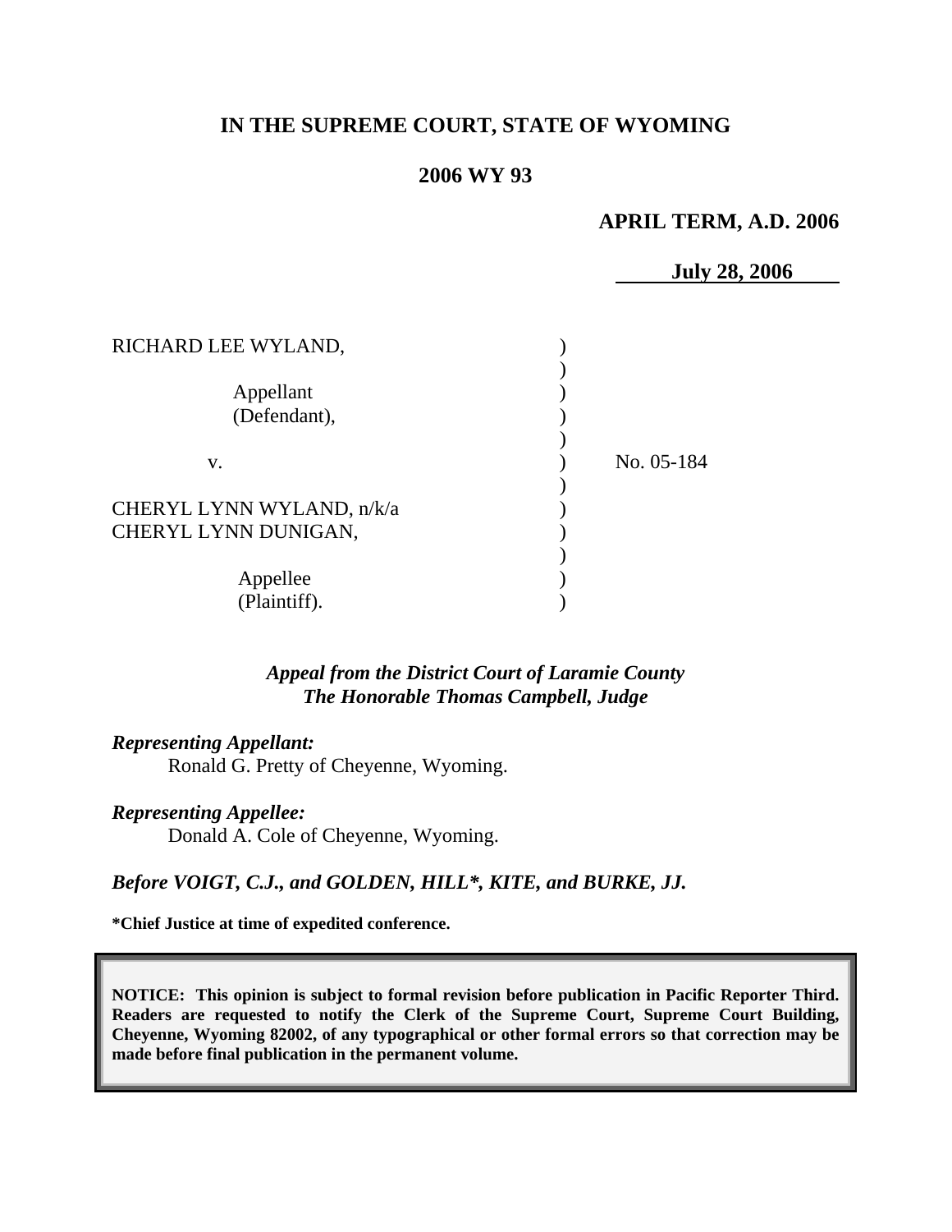# IN THE SUPREME COURT, STATE OF WYOMING

## 2006 WY 93

**APRIL TERM, A.D. 2006**

**July 28, 2006**

RICHARD LEE WYLAND,

Appellant (Defendant),

v.

No. 05-184

CHERYL LYNN WYLAND, n/k/a CHERYL LYNN DUNIGAN,

Appellee (Plaintiff).

***Appeal from the District Court of Laramie County***
***The Honorable Thomas Campbell, Judge***

***Representing Appellant:***
Ronald G. Pretty of Cheyenne, Wyoming.

***Representing Appellee:***
Donald A. Cole of Cheyenne, Wyoming.

***Before VOIGT, C.J., and GOLDEN, HILL\*, KITE, and BURKE, JJ.***

**\*Chief Justice at time of expedited conference.**

**NOTICE: This opinion is subject to formal revision before publication in Pacific Reporter Third. Readers are requested to notify the Clerk of the Supreme Court, Supreme Court Building, Cheyenne, Wyoming 82002, of any typographical or other formal errors so that correction may be made before final publication in the permanent volume.**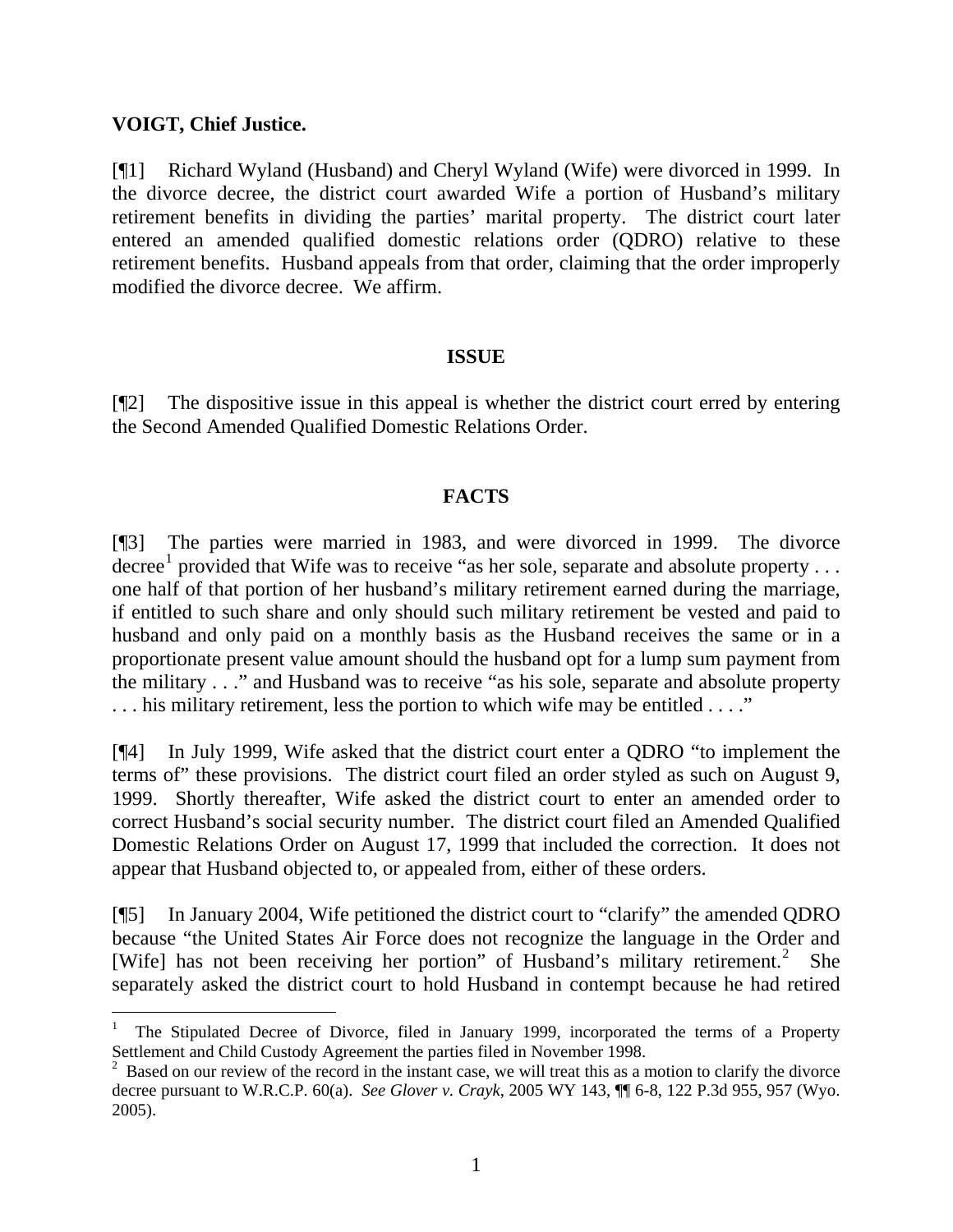**VOIGT, Chief Justice.**

[¶1] Richard Wyland (Husband) and Cheryl Wyland (Wife) were divorced in 1999. In the divorce decree, the district court awarded Wife a portion of Husband's military retirement benefits in dividing the parties' marital property. The district court later entered an amended qualified domestic relations order (QDRO) relative to these retirement benefits. Husband appeals from that order, claiming that the order improperly modified the divorce decree. We affirm.

## ISSUE

[¶2] The dispositive issue in this appeal is whether the district court erred by entering the Second Amended Qualified Domestic Relations Order.

## FACTS

[¶3] The parties were married in 1983, and were divorced in 1999. The divorce decree[1] provided that Wife was to receive "as her sole, separate and absolute property . . . one half of that portion of her husband's military retirement earned during the marriage, if entitled to such share and only should such military retirement be vested and paid to husband and only paid on a monthly basis as the Husband receives the same or in a proportionate present value amount should the husband opt for a lump sum payment from the military . . ." and Husband was to receive "as his sole, separate and absolute property . . . his military retirement, less the portion to which wife may be entitled . . . ."

[¶4] In July 1999, Wife asked that the district court enter a QDRO "to implement the terms of" these provisions. The district court filed an order styled as such on August 9, 1999. Shortly thereafter, Wife asked the district court to enter an amended order to correct Husband's social security number. The district court filed an Amended Qualified Domestic Relations Order on August 17, 1999 that included the correction. It does not appear that Husband objected to, or appealed from, either of these orders.

[¶5] In January 2004, Wife petitioned the district court to "clarify" the amended QDRO because "the United States Air Force does not recognize the language in the Order and [Wife] has not been receiving her portion" of Husband's military retirement.[2] She separately asked the district court to hold Husband in contempt because he had retired

[1] The Stipulated Decree of Divorce, filed in January 1999, incorporated the terms of a Property Settlement and Child Custody Agreement the parties filed in November 1998.

[2] Based on our review of the record in the instant case, we will treat this as a motion to clarify the divorce decree pursuant to W.R.C.P. 60(a). *See Glover v. Crayk*, 2005 WY 143, ¶¶ 6-8, 122 P.3d 955, 957 (Wyo. 2005).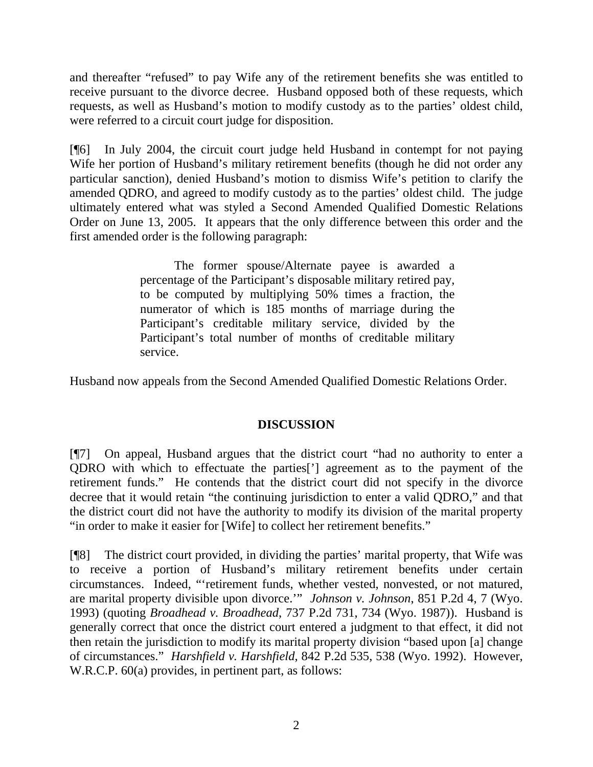and thereafter "refused" to pay Wife any of the retirement benefits she was entitled to receive pursuant to the divorce decree. Husband opposed both of these requests, which requests, as well as Husband's motion to modify custody as to the parties' oldest child, were referred to a circuit court judge for disposition.

[¶6] In July 2004, the circuit court judge held Husband in contempt for not paying Wife her portion of Husband's military retirement benefits (though he did not order any particular sanction), denied Husband's motion to dismiss Wife's petition to clarify the amended QDRO, and agreed to modify custody as to the parties' oldest child. The judge ultimately entered what was styled a Second Amended Qualified Domestic Relations Order on June 13, 2005. It appears that the only difference between this order and the first amended order is the following paragraph:

> The former spouse/Alternate payee is awarded a percentage of the Participant's disposable military retired pay, to be computed by multiplying 50% times a fraction, the numerator of which is 185 months of marriage during the Participant's creditable military service, divided by the Participant's total number of months of creditable military service.

Husband now appeals from the Second Amended Qualified Domestic Relations Order.

## DISCUSSION

[¶7] On appeal, Husband argues that the district court "had no authority to enter a QDRO with which to effectuate the parties['] agreement as to the payment of the retirement funds." He contends that the district court did not specify in the divorce decree that it would retain "the continuing jurisdiction to enter a valid QDRO," and that the district court did not have the authority to modify its division of the marital property "in order to make it easier for [Wife] to collect her retirement benefits."

[¶8] The district court provided, in dividing the parties' marital property, that Wife was to receive a portion of Husband's military retirement benefits under certain circumstances. Indeed, "'retirement funds, whether vested, nonvested, or not matured, are marital property divisible upon divorce.'" *Johnson v. Johnson*, 851 P.2d 4, 7 (Wyo. 1993) (quoting *Broadhead v. Broadhead*, 737 P.2d 731, 734 (Wyo. 1987)). Husband is generally correct that once the district court entered a judgment to that effect, it did not then retain the jurisdiction to modify its marital property division "based upon [a] change of circumstances." *Harshfield v. Harshfield*, 842 P.2d 535, 538 (Wyo. 1992). However, W.R.C.P. 60(a) provides, in pertinent part, as follows: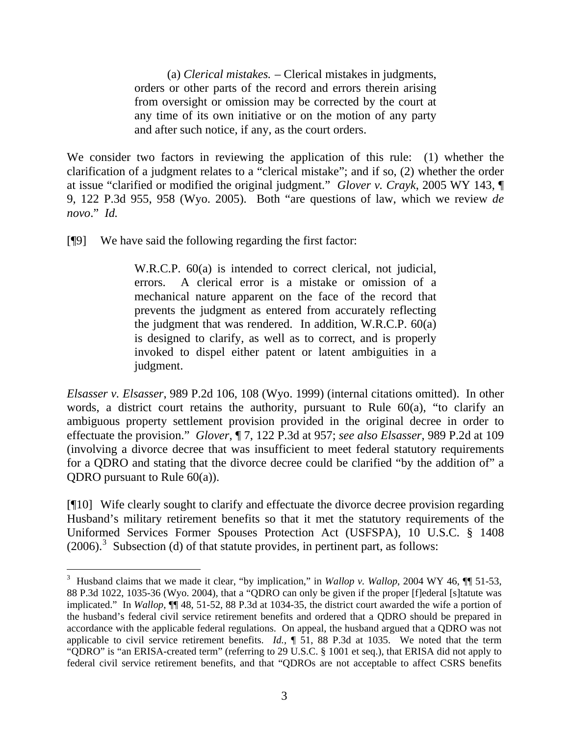> (a) *Clerical mistakes.* – Clerical mistakes in judgments, orders or other parts of the record and errors therein arising from oversight or omission may be corrected by the court at any time of its own initiative or on the motion of any party and after such notice, if any, as the court orders.

We consider two factors in reviewing the application of this rule: (1) whether the clarification of a judgment relates to a "clerical mistake"; and if so, (2) whether the order at issue "clarified or modified the original judgment." *Glover v. Crayk*, 2005 WY 143, ¶ 9, 122 P.3d 955, 958 (Wyo. 2005). Both "are questions of law, which we review *de novo*." *Id.*

[¶9] We have said the following regarding the first factor:

> W.R.C.P. 60(a) is intended to correct clerical, not judicial, errors. A clerical error is a mistake or omission of a mechanical nature apparent on the face of the record that prevents the judgment as entered from accurately reflecting the judgment that was rendered. In addition, W.R.C.P. 60(a) is designed to clarify, as well as to correct, and is properly invoked to dispel either patent or latent ambiguities in a judgment.

*Elsasser v. Elsasser*, 989 P.2d 106, 108 (Wyo. 1999) (internal citations omitted). In other words, a district court retains the authority, pursuant to Rule 60(a), "to clarify an ambiguous property settlement provision provided in the original decree in order to effectuate the provision." *Glover*, ¶ 7, 122 P.3d at 957; *see also Elsasser*, 989 P.2d at 109 (involving a divorce decree that was insufficient to meet federal statutory requirements for a QDRO and stating that the divorce decree could be clarified "by the addition of" a QDRO pursuant to Rule 60(a)).

[¶10] Wife clearly sought to clarify and effectuate the divorce decree provision regarding Husband's military retirement benefits so that it met the statutory requirements of the Uniformed Services Former Spouses Protection Act (USFSPA), 10 U.S.C. § 1408 (2006).[3] Subsection (d) of that statute provides, in pertinent part, as follows:

---

[3] Husband claims that we made it clear, "by implication," in *Wallop v. Wallop*, 2004 WY 46, ¶¶ 51-53, 88 P.3d 1022, 1035-36 (Wyo. 2004), that a "QDRO can only be given if the proper [f]ederal [s]tatute was implicated." In *Wallop*, ¶¶ 48, 51-52, 88 P.3d at 1034-35, the district court awarded the wife a portion of the husband's federal civil service retirement benefits and ordered that a QDRO should be prepared in accordance with the applicable federal regulations. On appeal, the husband argued that a QDRO was not applicable to civil service retirement benefits. *Id.*, ¶ 51, 88 P.3d at 1035. We noted that the term "QDRO" is "an ERISA-created term" (referring to 29 U.S.C. § 1001 et seq.), that ERISA did not apply to federal civil service retirement benefits, and that "QDROs are not acceptable to affect CSRS benefits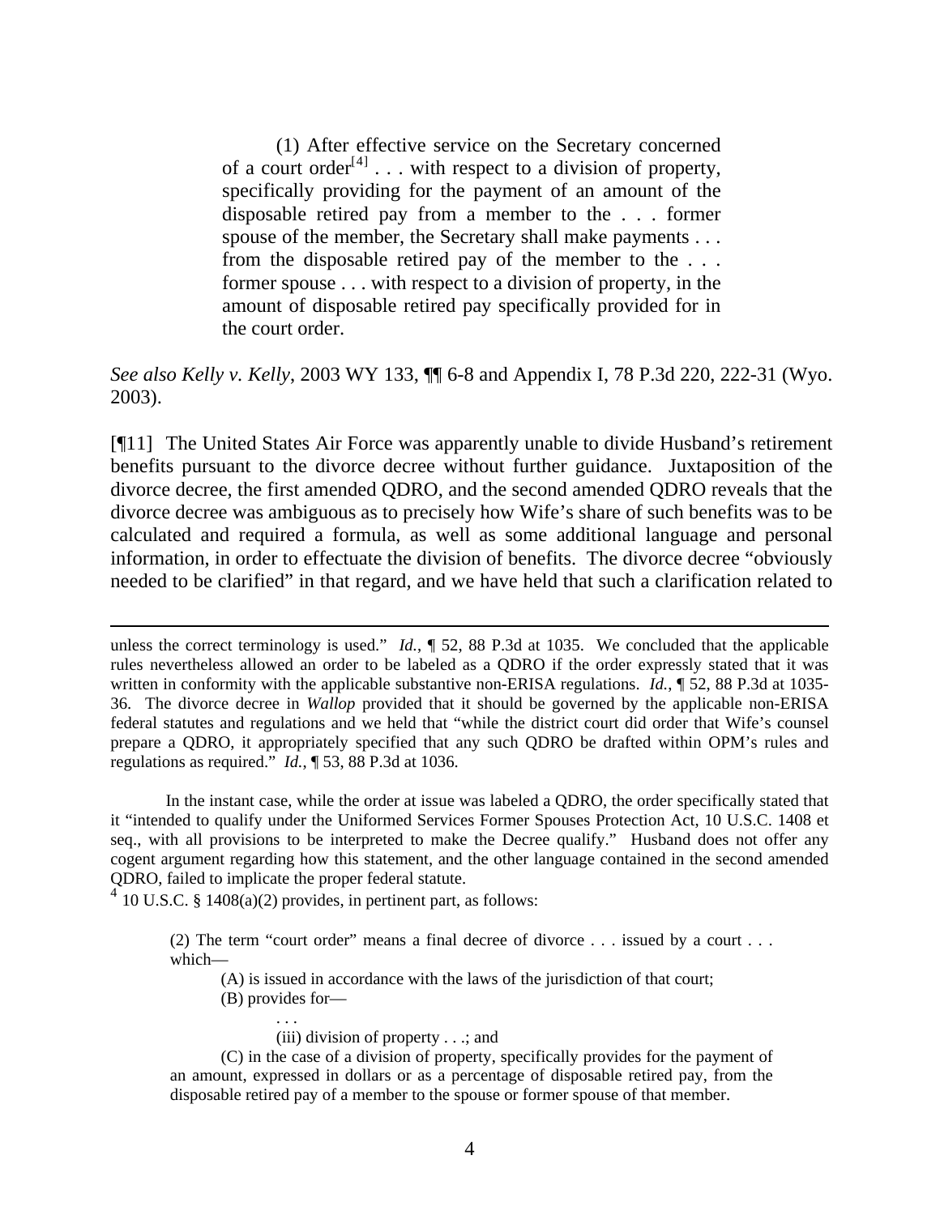> (1) After effective service on the Secretary concerned of a court order[4] . . . with respect to a division of property, specifically providing for the payment of an amount of the disposable retired pay from a member to the . . . former spouse of the member, the Secretary shall make payments . . . from the disposable retired pay of the member to the . . . former spouse . . . with respect to a division of property, in the amount of disposable retired pay specifically provided for in the court order.

*See also Kelly v. Kelly*, 2003 WY 133, ¶¶ 6-8 and Appendix I, 78 P.3d 220, 222-31 (Wyo. 2003).

[¶11] The United States Air Force was apparently unable to divide Husband's retirement benefits pursuant to the divorce decree without further guidance. Juxtaposition of the divorce decree, the first amended QDRO, and the second amended QDRO reveals that the divorce decree was ambiguous as to precisely how Wife's share of such benefits was to be calculated and required a formula, as well as some additional language and personal information, in order to effectuate the division of benefits. The divorce decree "obviously needed to be clarified" in that regard, and we have held that such a clarification related to

---

unless the correct terminology is used." *Id.*, ¶ 52, 88 P.3d at 1035. We concluded that the applicable rules nevertheless allowed an order to be labeled as a QDRO if the order expressly stated that it was written in conformity with the applicable substantive non-ERISA regulations. *Id.*, ¶ 52, 88 P.3d at 1035-36. The divorce decree in *Wallop* provided that it should be governed by the applicable non-ERISA federal statutes and regulations and we held that "while the district court did order that Wife's counsel prepare a QDRO, it appropriately specified that any such QDRO be drafted within OPM's rules and regulations as required." *Id.*, ¶ 53, 88 P.3d at 1036.

In the instant case, while the order at issue was labeled a QDRO, the order specifically stated that it "intended to qualify under the Uniformed Services Former Spouses Protection Act, 10 U.S.C. 1408 et seq., with all provisions to be interpreted to make the Decree qualify." Husband does not offer any cogent argument regarding how this statement, and the other language contained in the second amended QDRO, failed to implicate the proper federal statute.

[4] 10 U.S.C. § 1408(a)(2) provides, in pertinent part, as follows:

> (2) The term "court order" means a final decree of divorce . . . issued by a court . . . which—
>
> (A) is issued in accordance with the laws of the jurisdiction of that court;
>
> (B) provides for—
>
> . . .
>
> (iii) division of property . . .; and
>
> (C) in the case of a division of property, specifically provides for the payment of an amount, expressed in dollars or as a percentage of disposable retired pay, from the disposable retired pay of a member to the spouse or former spouse of that member.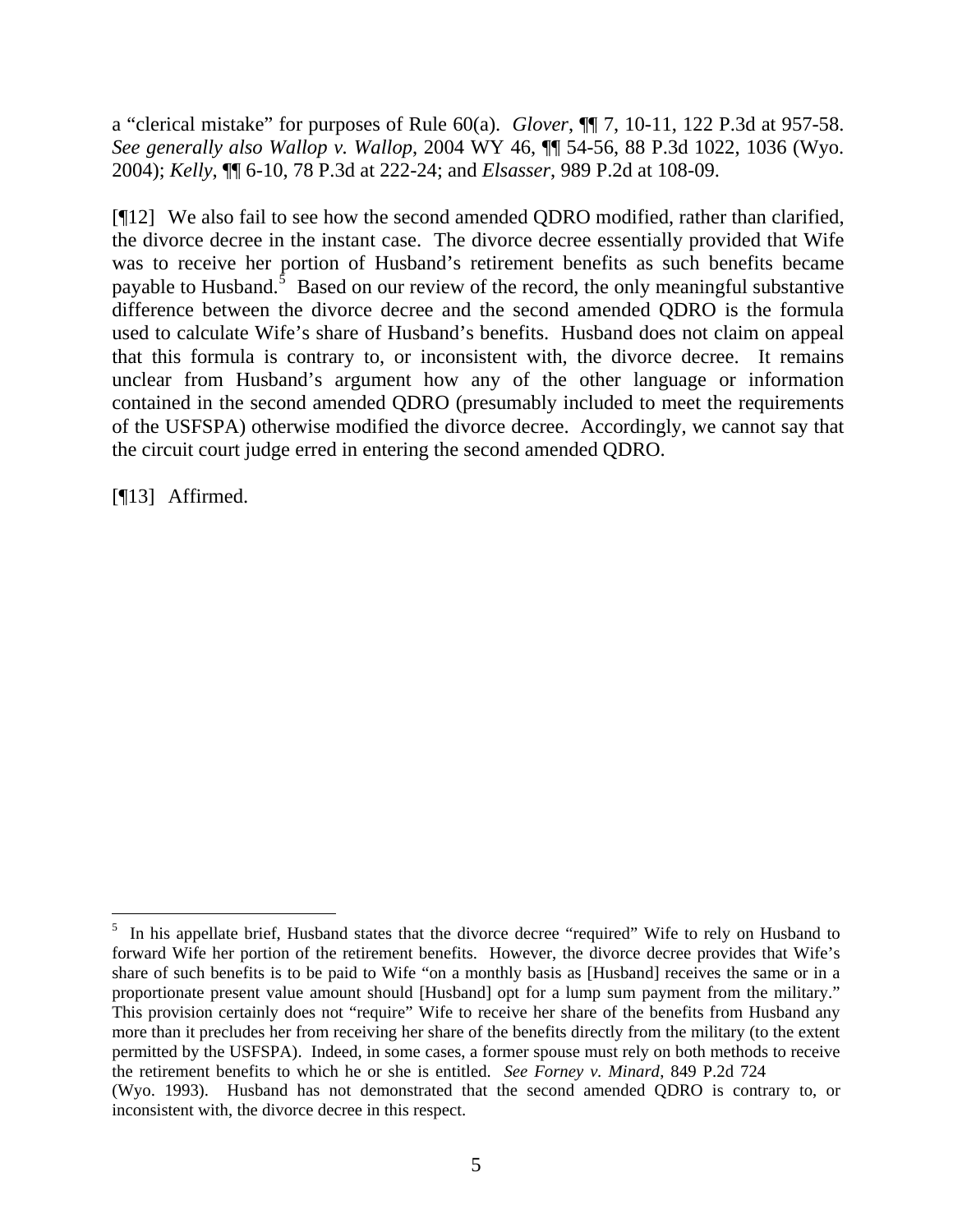a "clerical mistake" for purposes of Rule 60(a). *Glover*, ¶¶ 7, 10-11, 122 P.3d at 957-58. *See generally also Wallop v. Wallop*, 2004 WY 46, ¶¶ 54-56, 88 P.3d 1022, 1036 (Wyo. 2004); *Kelly*, ¶¶ 6-10, 78 P.3d at 222-24; and *Elsasser*, 989 P.2d at 108-09.

[¶12] We also fail to see how the second amended QDRO modified, rather than clarified, the divorce decree in the instant case. The divorce decree essentially provided that Wife was to receive her portion of Husband's retirement benefits as such benefits became payable to Husband.[5] Based on our review of the record, the only meaningful substantive difference between the divorce decree and the second amended QDRO is the formula used to calculate Wife's share of Husband's benefits. Husband does not claim on appeal that this formula is contrary to, or inconsistent with, the divorce decree. It remains unclear from Husband's argument how any of the other language or information contained in the second amended QDRO (presumably included to meet the requirements of the USFSPA) otherwise modified the divorce decree. Accordingly, we cannot say that the circuit court judge erred in entering the second amended QDRO.

[¶13] Affirmed.

---

[5] In his appellate brief, Husband states that the divorce decree "required" Wife to rely on Husband to forward Wife her portion of the retirement benefits. However, the divorce decree provides that Wife's share of such benefits is to be paid to Wife "on a monthly basis as [Husband] receives the same or in a proportionate present value amount should [Husband] opt for a lump sum payment from the military." This provision certainly does not "require" Wife to receive her share of the benefits from Husband any more than it precludes her from receiving her share of the benefits directly from the military (to the extent permitted by the USFSPA). Indeed, in some cases, a former spouse must rely on both methods to receive the retirement benefits to which he or she is entitled. *See Forney v. Minard*, 849 P.2d 724 (Wyo. 1993). Husband has not demonstrated that the second amended QDRO is contrary to, or inconsistent with, the divorce decree in this respect.